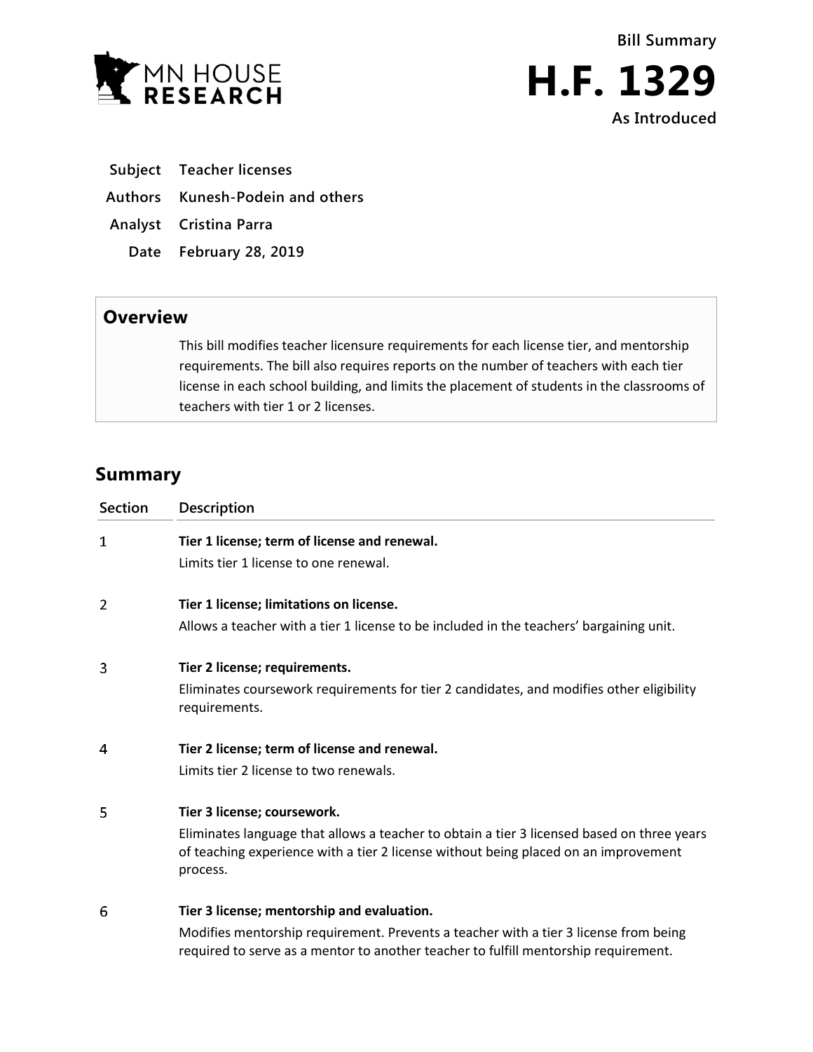MN HOUSE RESEARCH

# Bill Summary

# H.F. 1329

**As Introduced**

| | |
|---|---|
| **Subject** | **Teacher licenses** |
| **Authors** | **Kunesh-Podein and others** |
| **Analyst** | **Cristina Parra** |
| **Date** | **February 28, 2019** |

## Overview

This bill modifies teacher licensure requirements for each license tier, and mentorship requirements. The bill also requires reports on the number of teachers with each tier license in each school building, and limits the placement of students in the classrooms of teachers with tier 1 or 2 licenses.

## Summary

| Section | Description |
|---|---|
| 1 | **Tier 1 license; term of license and renewal.**<br>Limits tier 1 license to one renewal. |
| 2 | **Tier 1 license; limitations on license.**<br>Allows a teacher with a tier 1 license to be included in the teachers' bargaining unit. |
| 3 | **Tier 2 license; requirements.**<br>Eliminates coursework requirements for tier 2 candidates, and modifies other eligibility requirements. |
| 4 | **Tier 2 license; term of license and renewal.**<br>Limits tier 2 license to two renewals. |
| 5 | **Tier 3 license; coursework.**<br>Eliminates language that allows a teacher to obtain a tier 3 licensed based on three years of teaching experience with a tier 2 license without being placed on an improvement process. |
| 6 | **Tier 3 license; mentorship and evaluation.**<br>Modifies mentorship requirement. Prevents a teacher with a tier 3 license from being required to serve as a mentor to another teacher to fulfill mentorship requirement. |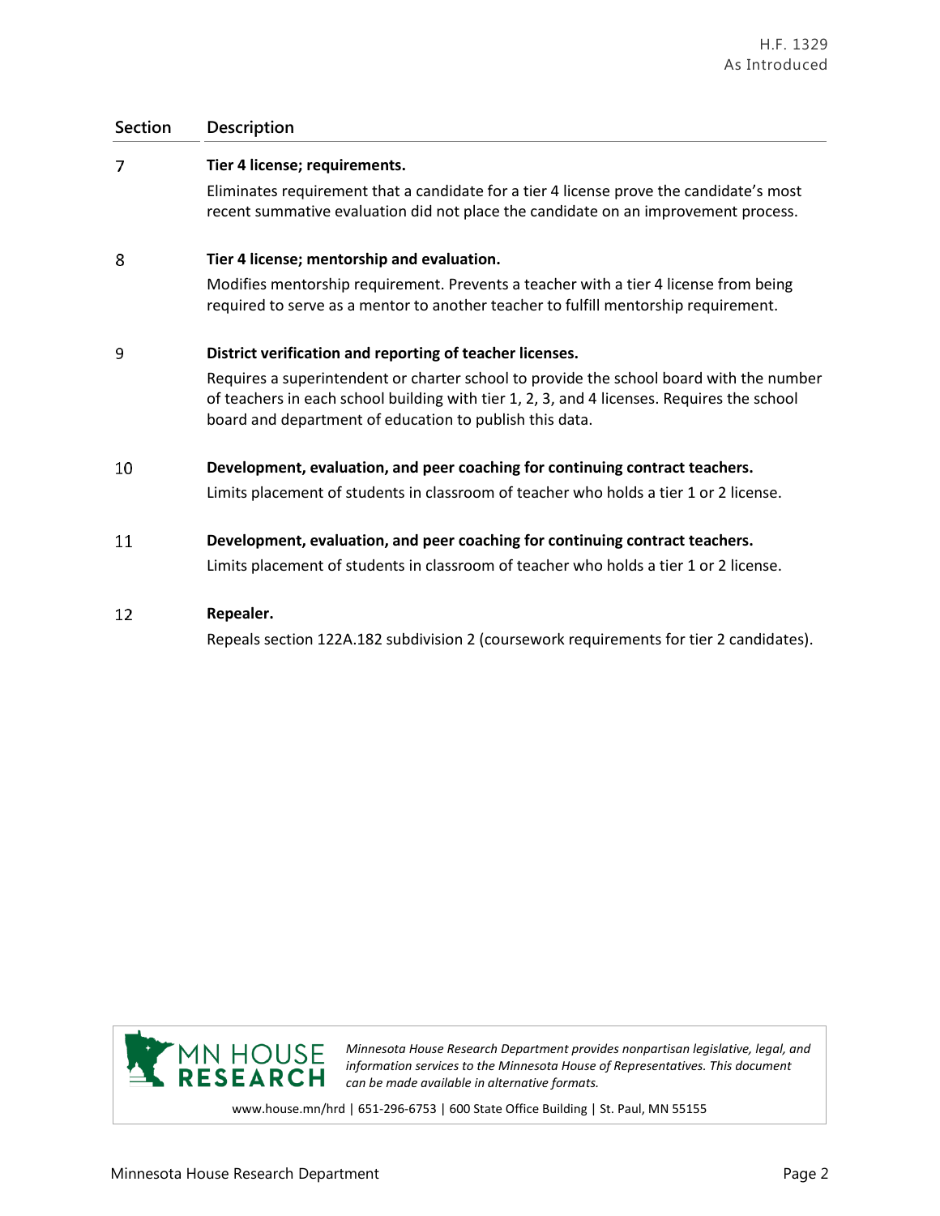| Section | Description |
|---|---|
| 7 | **Tier 4 license; requirements.**<br>Eliminates requirement that a candidate for a tier 4 license prove the candidate's most recent summative evaluation did not place the candidate on an improvement process. |
| 8 | **Tier 4 license; mentorship and evaluation.**<br>Modifies mentorship requirement. Prevents a teacher with a tier 4 license from being required to serve as a mentor to another teacher to fulfill mentorship requirement. |
| 9 | **District verification and reporting of teacher licenses.**<br>Requires a superintendent or charter school to provide the school board with the number of teachers in each school building with tier 1, 2, 3, and 4 licenses. Requires the school board and department of education to publish this data. |
| 10 | **Development, evaluation, and peer coaching for continuing contract teachers.**<br>Limits placement of students in classroom of teacher who holds a tier 1 or 2 license. |
| 11 | **Development, evaluation, and peer coaching for continuing contract teachers.**<br>Limits placement of students in classroom of teacher who holds a tier 1 or 2 license. |
| 12 | **Repealer.**<br>Repeals section 122A.182 subdivision 2 (coursework requirements for tier 2 candidates). |

MN HOUSE RESEARCH

*Minnesota House Research Department provides nonpartisan legislative, legal, and information services to the Minnesota House of Representatives. This document can be made available in alternative formats.*

www.house.mn/hrd | 651-296-6753 | 600 State Office Building | St. Paul, MN 55155